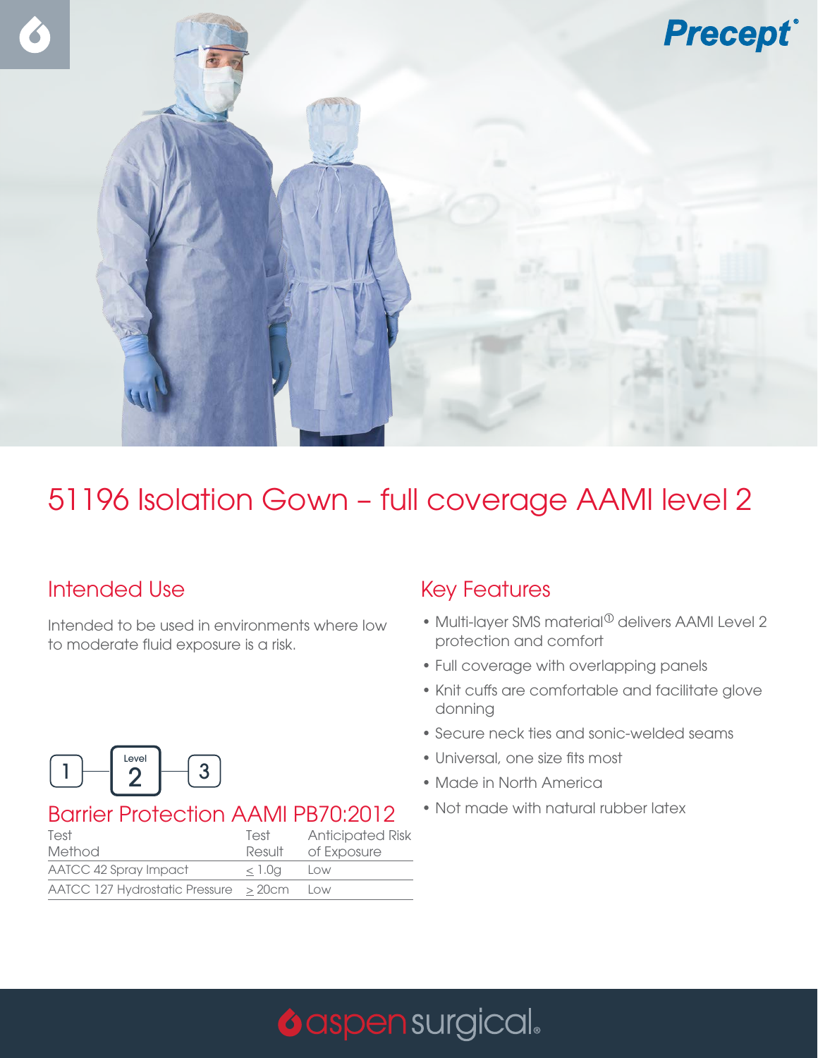Precept®

# 51196 Isolation Gown – full coverage AAMI level 2

## Intended Use

Intended to be used in environments where low to moderate fluid exposure is a risk.

1 — Level 2 — 3

## Barrier Protection AAMI PB70:2012

| Test Method | Test Result | Anticipated Risk of Exposure |
|---|---|---|
| AATCC 42 Spray Impact | $\leq$ 1.0g | Low |
| AATCC 127 Hydrostatic Pressure | $\geq$ 20cm | Low |

## Key Features

- Multi-layer SMS material[1] delivers AAMI Level 2 protection and comfort
- Full coverage with overlapping panels
- Knit cuffs are comfortable and facilitate glove donning
- Secure neck ties and sonic-welded seams
- Universal, one size fits most
- Made in North America
- Not made with natural rubber latex

aspensurgical®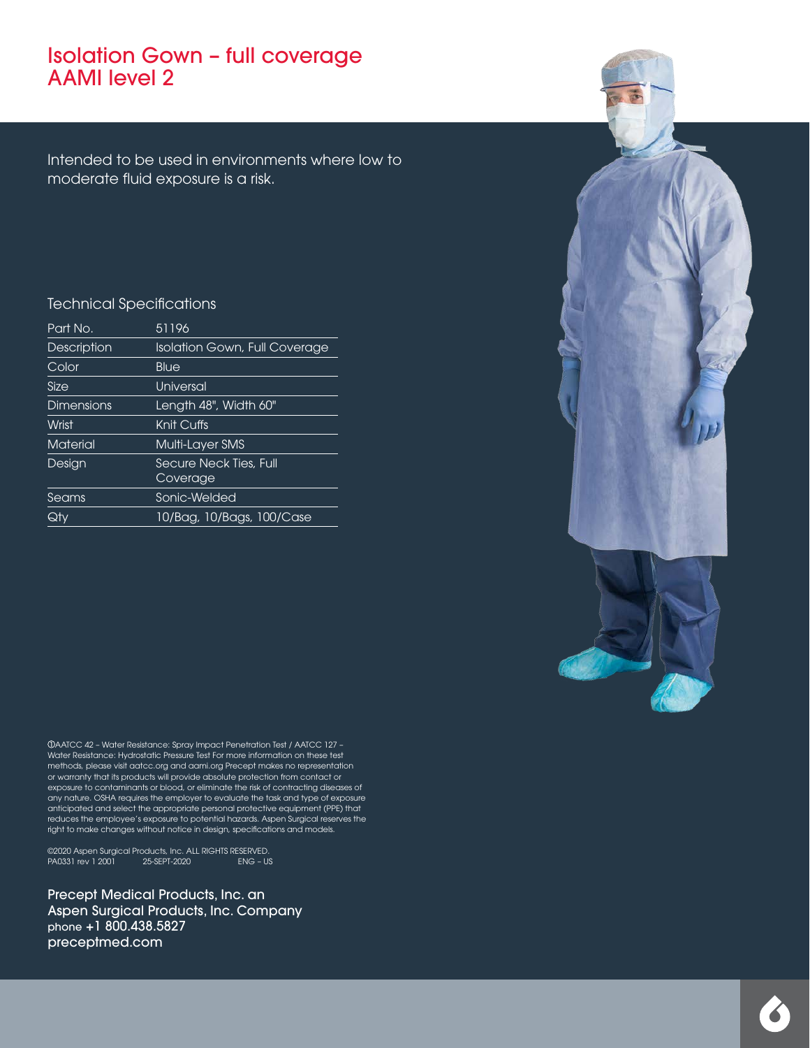# Isolation Gown – full coverage AAMI level 2

Intended to be used in environments where low to moderate fluid exposure is a risk.

## Technical Specifications

| | |
|---|---|
| Part No. | 51196 |
| Description | Isolation Gown, Full Coverage |
| Color | Blue |
| Size | Universal |
| Dimensions | Length 48", Width 60" |
| Wrist | Knit Cuffs |
| Material | Multi-Layer SMS |
| Design | Secure Neck Ties, Full Coverage |
| Seams | Sonic-Welded |
| Qty | 10/Bag, 10/Bags, 100/Case |

①AATCC 42 – Water Resistance: Spray Impact Penetration Test / AATCC 127 – Water Resistance: Hydrostatic Pressure Test For more information on these test methods, please visit aatcc.org and aami.org Precept makes no representation or warranty that its products will provide absolute protection from contact or exposure to contaminants or blood, or eliminate the risk of contracting diseases of any nature. OSHA requires the employer to evaluate the task and type of exposure anticipated and select the appropriate personal protective equipment (PPE) that reduces the employee's exposure to potential hazards. Aspen Surgical reserves the right to make changes without notice in design, specifications and models.

©2020 Aspen Surgical Products, Inc. ALL RIGHTS RESERVED.
PA0331 rev 1 2001 25-SEPT-2020 ENG – US

Precept Medical Products, Inc. an Aspen Surgical Products, Inc. Company
phone +1 800.438.5827
preceptmed.com